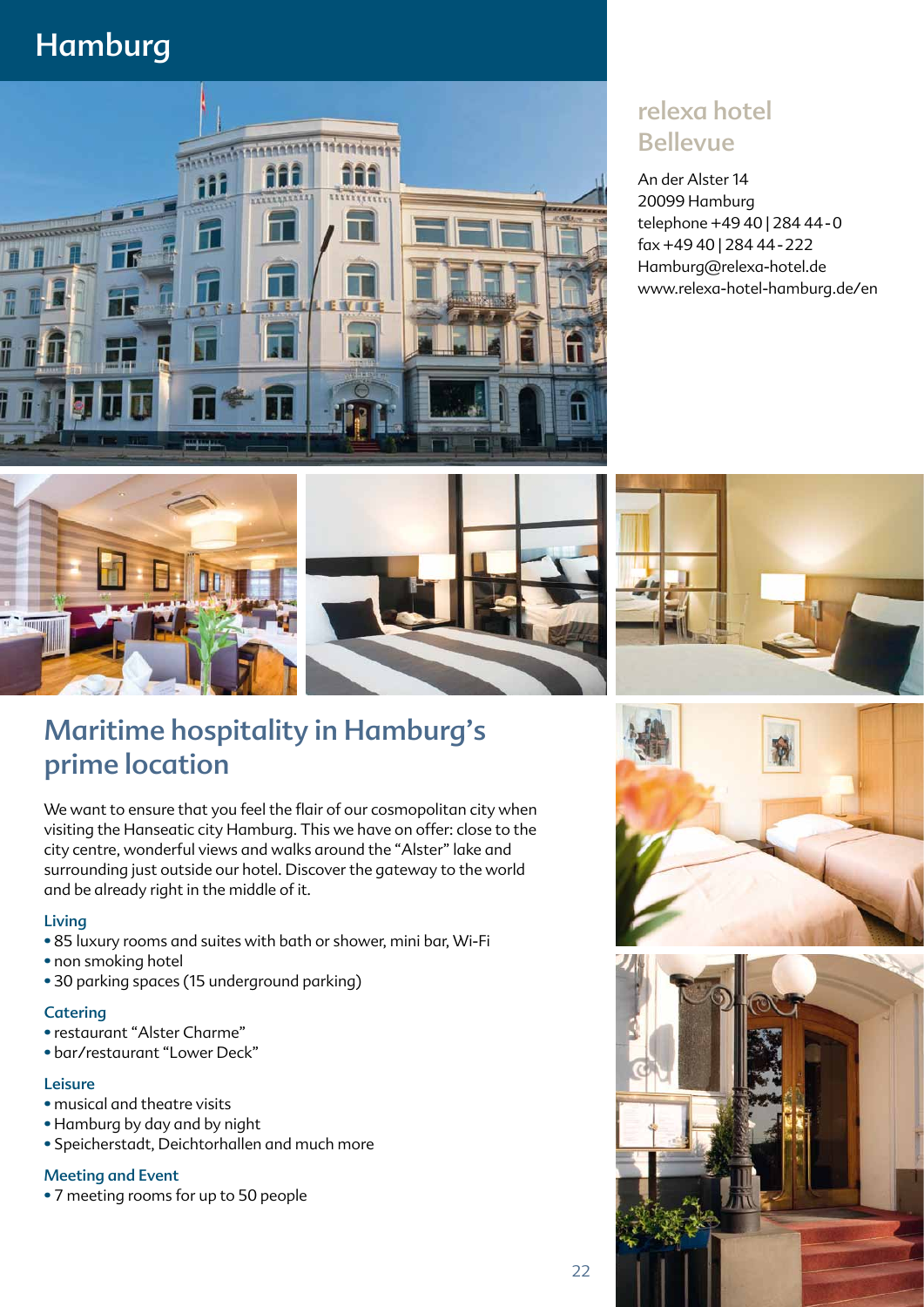# Hamburg

## relexa hotel Bellevue

An der Alster 14
20099 Hamburg
telephone +49 40 | 284 44 - 0
fax +49 40 | 284 44 - 222
Hamburg@relexa-hotel.de
www.relexa-hotel-hamburg.de/en

## Maritime hospitality in Hamburg's prime location

We want to ensure that you feel the flair of our cosmopolitan city when visiting the Hanseatic city Hamburg. This we have on offer: close to the city centre, wonderful views and walks around the "Alster" lake and surrounding just outside our hotel. Discover the gateway to the world and be already right in the middle of it.

### Living

- 85 luxury rooms and suites with bath or shower, mini bar, Wi-Fi
- non smoking hotel
- 30 parking spaces (15 underground parking)

### Catering

- restaurant "Alster Charme"
- bar/restaurant "Lower Deck"

### Leisure

- musical and theatre visits
- Hamburg by day and by night
- Speicherstadt, Deichtorhallen and much more

### Meeting and Event

- 7 meeting rooms for up to 50 people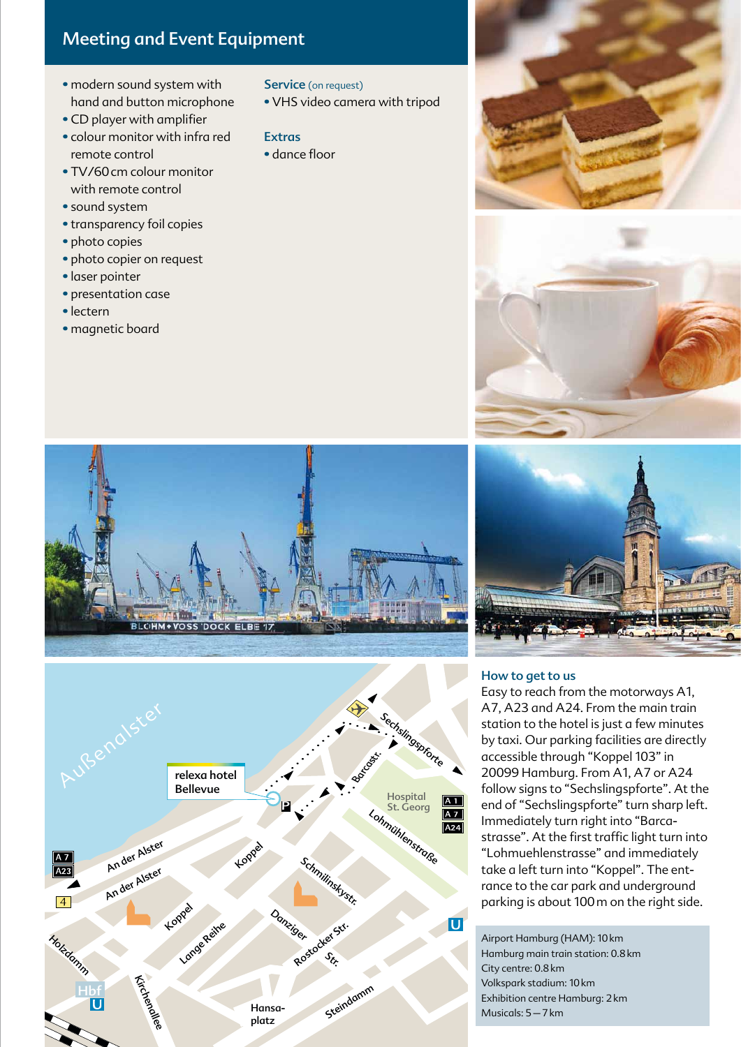## Meeting and Event Equipment

- modern sound system with hand and button microphone
- CD player with amplifier
- colour monitor with infra red remote control
- TV/60 cm colour monitor with remote control
- sound system
- transparency foil copies
- photo copies
- photo copier on request
- laser pointer
- presentation case
- lectern
- magnetic board

### Service (on request)

- VHS video camera with tripod

### Extras

- dance floor

### How to get to us

Easy to reach from the motorways A1, A7, A23 and A24. From the main train station to the hotel is just a few minutes by taxi. Our parking facilities are directly accessible through "Koppel 103" in 20099 Hamburg. From A1, A7 or A24 follow signs to "Sechslingspforte". At the end of "Sechslingspforte" turn sharp left. Immediately turn right into "Barcastrasse". At the first traffic light turn into "Lohmuehlenstrasse" and immediately take a left turn into "Koppel". The entrance to the car park and underground parking is about 100 m on the right side.

Airport Hamburg (HAM): 10 km
Hamburg main train station: 0.8 km
City centre: 0.8 km
Volkspark stadium: 10 km
Exhibition centre Hamburg: 2 km
Musicals: 5 – 7 km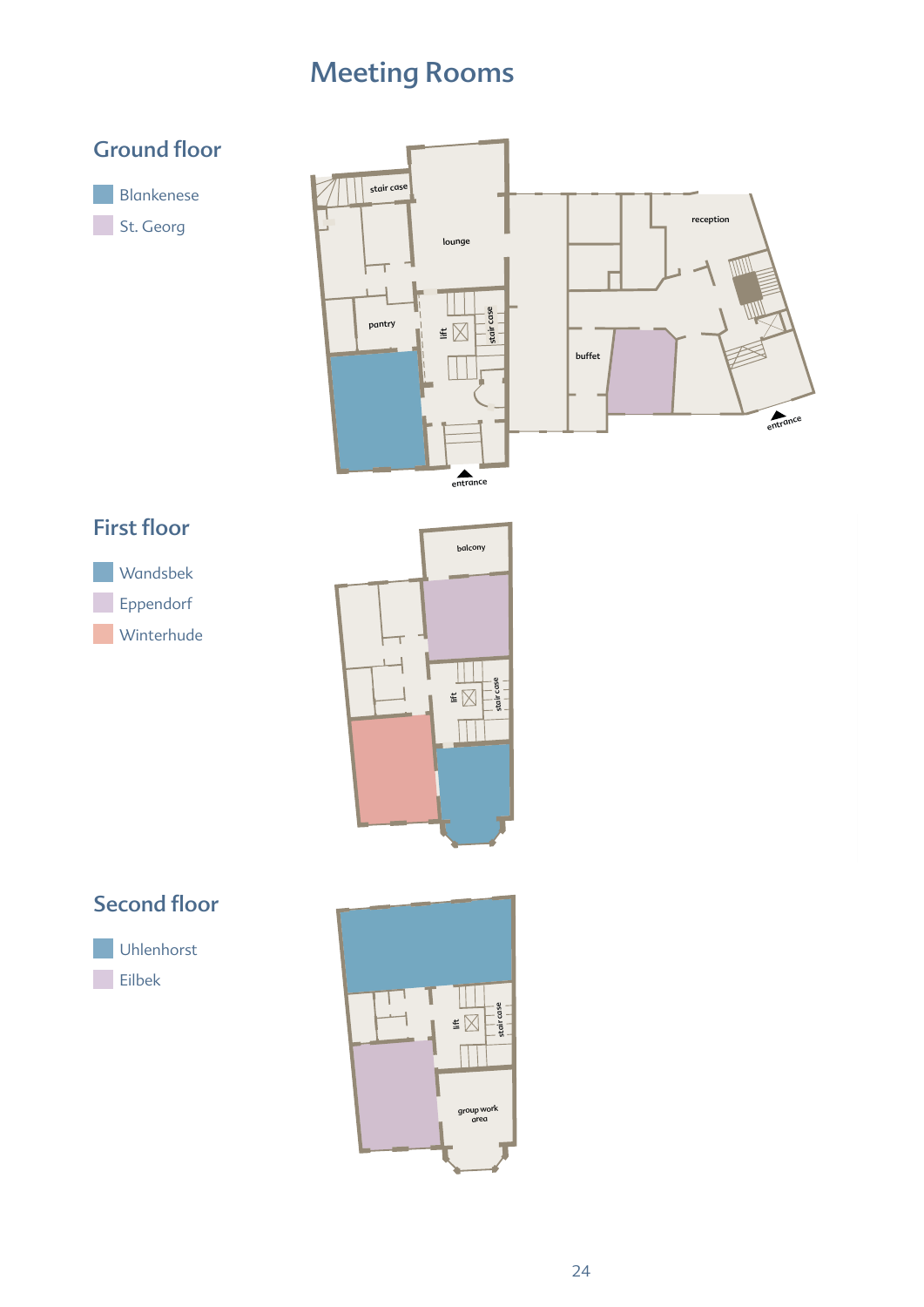# Meeting Rooms

## Ground floor

- Blankenese
- St. Georg

## First floor

- Wandsbek
- Eppendorf
- Winterhude

## Second floor

- Uhlenhorst
- Eilbek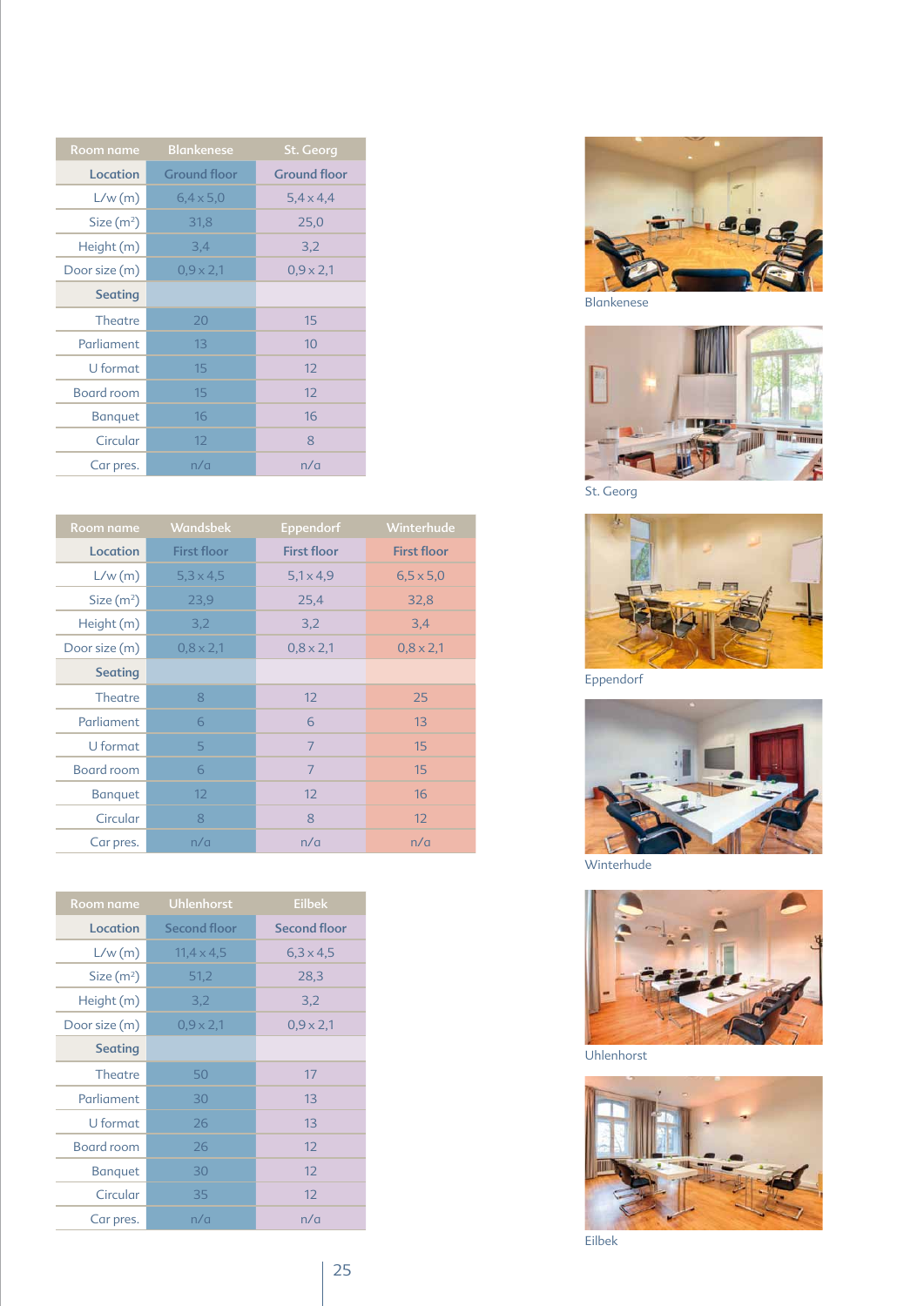| Room name | Blankenese | St. Georg |
|---|---|---|
| Location | Ground floor | Ground floor |
| L/w (m) | 6,4 x 5,0 | 5,4 x 4,4 |
| Size (m²) | 31,8 | 25,0 |
| Height (m) | 3,4 | 3,2 |
| Door size (m) | 0,9 x 2,1 | 0,9 x 2,1 |
| Seating | | |
| Theatre | 20 | 15 |
| Parliament | 13 | 10 |
| U format | 15 | 12 |
| Board room | 15 | 12 |
| Banquet | 16 | 16 |
| Circular | 12 | 8 |
| Car pres. | n/a | n/a |

| Room name | Wandsbek | Eppendorf | Winterhude |
|---|---|---|---|
| Location | First floor | First floor | First floor |
| L/w (m) | 5,3 x 4,5 | 5,1 x 4,9 | 6,5 x 5,0 |
| Size (m²) | 23,9 | 25,4 | 32,8 |
| Height (m) | 3,2 | 3,2 | 3,4 |
| Door size (m) | 0,8 x 2,1 | 0,8 x 2,1 | 0,8 x 2,1 |
| Seating | | | |
| Theatre | 8 | 12 | 25 |
| Parliament | 6 | 6 | 13 |
| U format | 5 | 7 | 15 |
| Board room | 6 | 7 | 15 |
| Banquet | 12 | 12 | 16 |
| Circular | 8 | 8 | 12 |
| Car pres. | n/a | n/a | n/a |

| Room name | Uhlenhorst | Eilbek |
|---|---|---|
| Location | Second floor | Second floor |
| L/w (m) | 11,4 x 4,5 | 6,3 x 4,5 |
| Size (m²) | 51,2 | 28,3 |
| Height (m) | 3,2 | 3,2 |
| Door size (m) | 0,9 x 2,1 | 0,9 x 2,1 |
| Seating | | |
| Theatre | 50 | 17 |
| Parliament | 30 | 13 |
| U format | 26 | 13 |
| Board room | 26 | 12 |
| Banquet | 30 | 12 |
| Circular | 35 | 12 |
| Car pres. | n/a | n/a |

Blankenese

St. Georg

Eppendorf

Winterhude

Uhlenhorst

Eilbek